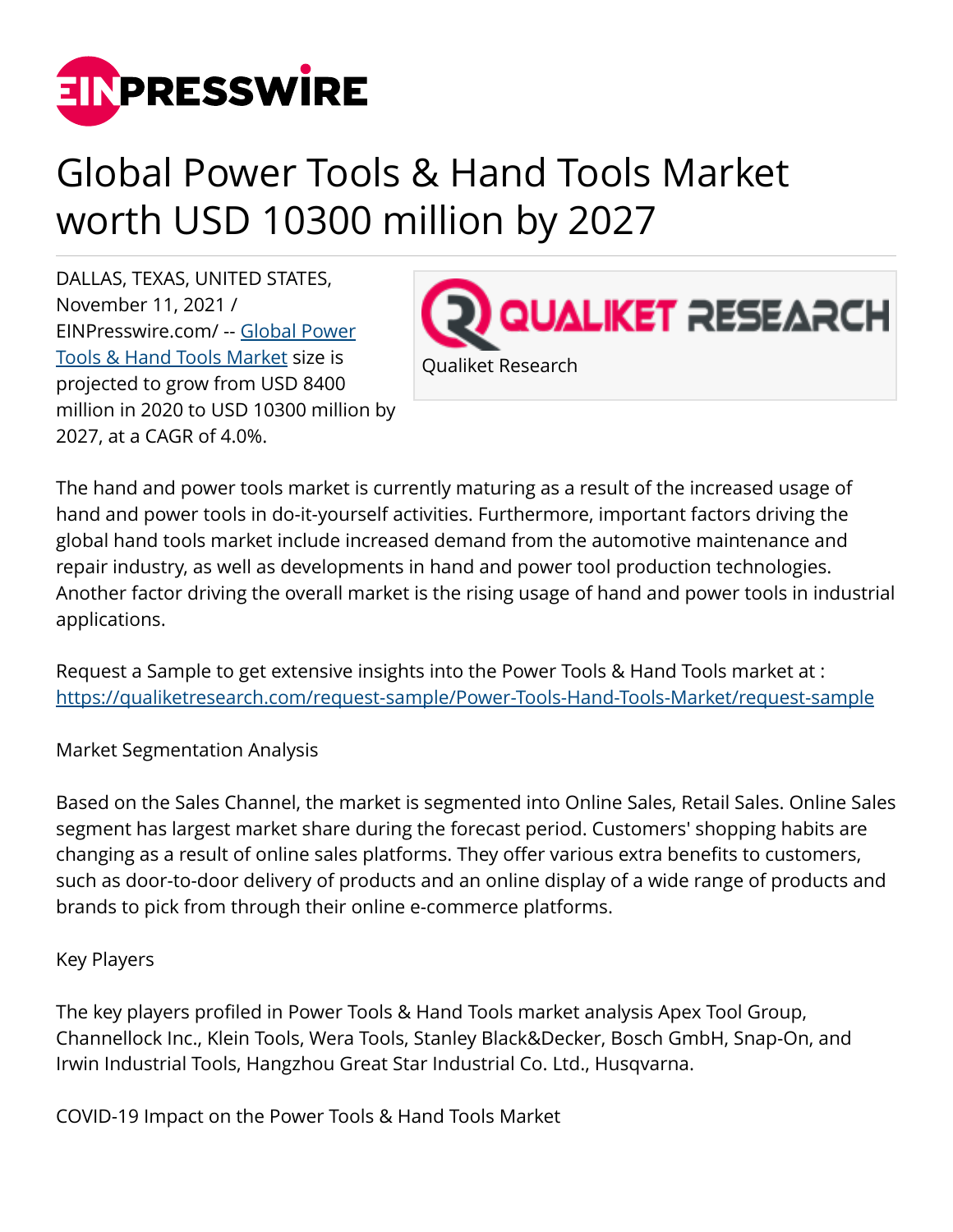# Global Power Tools & Hand Tools Market worth USD 10300 million by 2027

DALLAS, TEXAS, UNITED STATES, November 11, 2021 / EINPresswire.com/ -- [Global Power Tools & Hand Tools Market](https://qualiketresearch.com) size is projected to grow from USD 8400 million in 2020 to USD 10300 million by 2027, at a CAGR of 4.0%.

Qualiket Research

The hand and power tools market is currently maturing as a result of the increased usage of hand and power tools in do-it-yourself activities. Furthermore, important factors driving the global hand tools market include increased demand from the automotive maintenance and repair industry, as well as developments in hand and power tool production technologies. Another factor driving the overall market is the rising usage of hand and power tools in industrial applications.

Request a Sample to get extensive insights into the Power Tools & Hand Tools market at : [https://qualiketresearch.com/request-sample/Power-Tools-Hand-Tools-Market/request-sample](https://qualiketresearch.com/request-sample/Power-Tools-Hand-Tools-Market/request-sample)

Market Segmentation Analysis

Based on the Sales Channel, the market is segmented into Online Sales, Retail Sales. Online Sales segment has largest market share during the forecast period. Customers' shopping habits are changing as a result of online sales platforms. They offer various extra benefits to customers, such as door-to-door delivery of products and an online display of a wide range of products and brands to pick from through their online e-commerce platforms.

Key Players

The key players profiled in Power Tools & Hand Tools market analysis Apex Tool Group, Channellock Inc., Klein Tools, Wera Tools, Stanley Black&Decker, Bosch GmbH, Snap-On, and Irwin Industrial Tools, Hangzhou Great Star Industrial Co. Ltd., Husqvarna.

COVID-19 Impact on the Power Tools & Hand Tools Market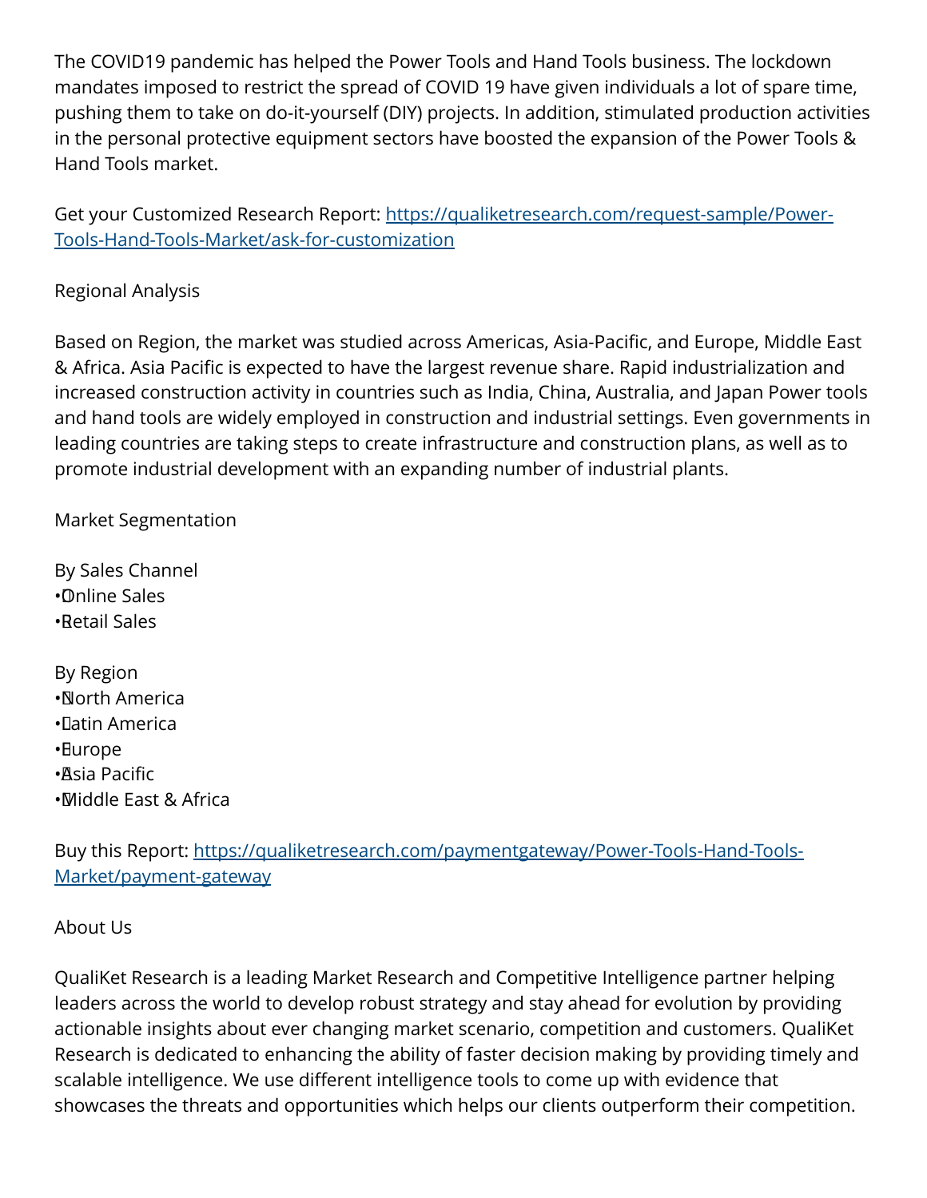The COVID19 pandemic has helped the Power Tools and Hand Tools business. The lockdown mandates imposed to restrict the spread of COVID 19 have given individuals a lot of spare time, pushing them to take on do-it-yourself (DIY) projects. In addition, stimulated production activities in the personal protective equipment sectors have boosted the expansion of the Power Tools & Hand Tools market.

Get your Customized Research Report: [https://qualiketresearch.com/request-sample/Power-Tools-Hand-Tools-Market/ask-for-customization](https://qualiketresearch.com/request-sample/Power-Tools-Hand-Tools-Market/ask-for-customization)

Regional Analysis

Based on Region, the market was studied across Americas, Asia-Pacific, and Europe, Middle East & Africa. Asia Pacific is expected to have the largest revenue share. Rapid industrialization and increased construction activity in countries such as India, China, Australia, and Japan Power tools and hand tools are widely employed in construction and industrial settings. Even governments in leading countries are taking steps to create infrastructure and construction plans, as well as to promote industrial development with an expanding number of industrial plants.

Market Segmentation

By Sales Channel
- Online Sales
- Retail Sales

By Region
- North America
- Latin America
- Europe
- Asia Pacific
- Middle East & Africa

Buy this Report: [https://qualiketresearch.com/paymentgateway/Power-Tools-Hand-Tools-Market/payment-gateway](https://qualiketresearch.com/paymentgateway/Power-Tools-Hand-Tools-Market/payment-gateway)

About Us

QualiKet Research is a leading Market Research and Competitive Intelligence partner helping leaders across the world to develop robust strategy and stay ahead for evolution by providing actionable insights about ever changing market scenario, competition and customers. QualiKet Research is dedicated to enhancing the ability of faster decision making by providing timely and scalable intelligence. We use different intelligence tools to come up with evidence that showcases the threats and opportunities which helps our clients outperform their competition.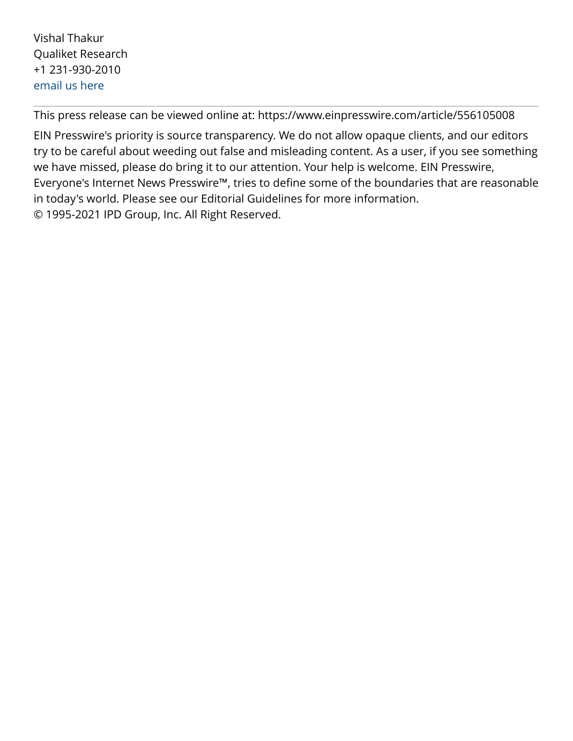Vishal Thakur
Qualiket Research
+1 231-930-2010
email us here

---

This press release can be viewed online at: https://www.einpresswire.com/article/556105008

EIN Presswire's priority is source transparency. We do not allow opaque clients, and our editors try to be careful about weeding out false and misleading content. As a user, if you see something we have missed, please do bring it to our attention. Your help is welcome. EIN Presswire, Everyone's Internet News Presswire™, tries to define some of the boundaries that are reasonable in today's world. Please see our Editorial Guidelines for more information.
© 1995-2021 IPD Group, Inc. All Right Reserved.